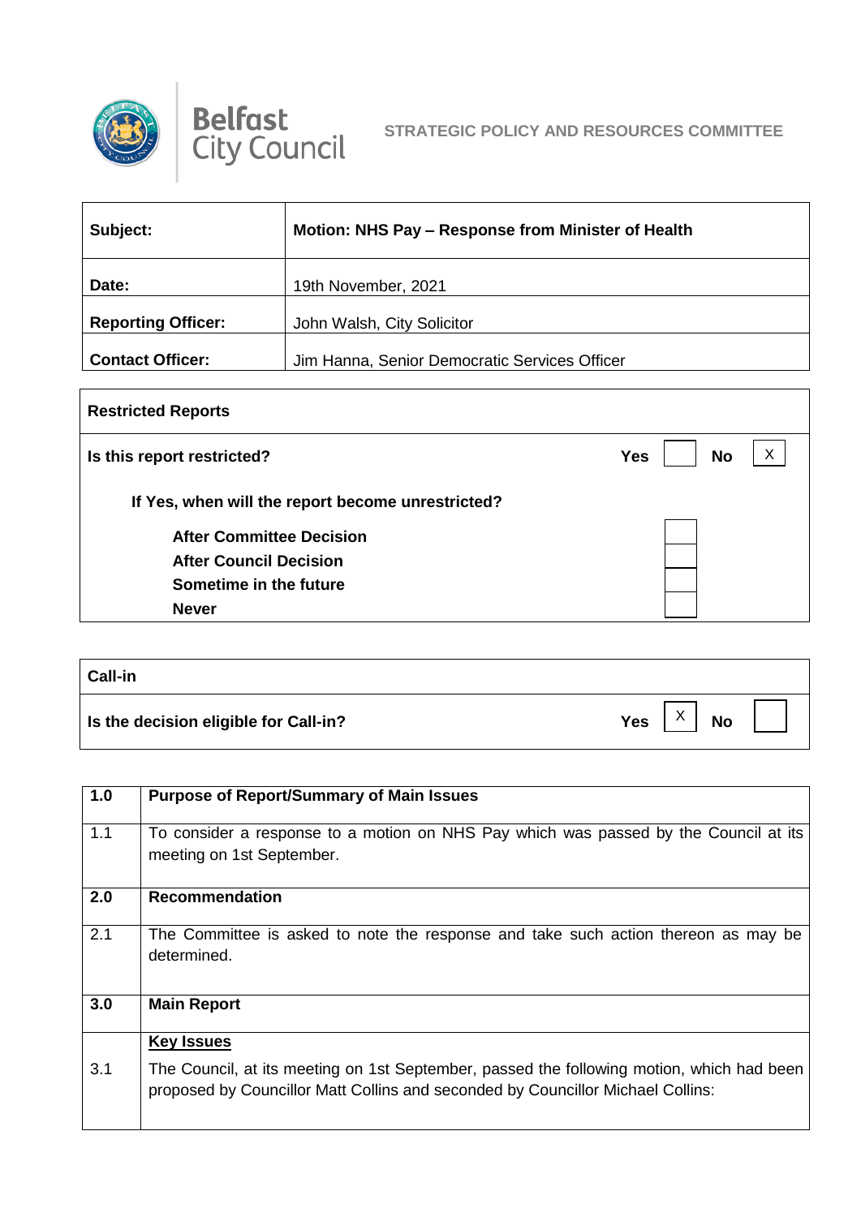Belfast City Council

STRATEGIC POLICY AND RESOURCES COMMITTEE

| | |
|---|---|
| **Subject:** | **Motion: NHS Pay – Response from Minister of Health** |
| **Date:** | 19th November, 2021 |
| **Reporting Officer:** | John Walsh, City Solicitor |
| **Contact Officer:** | Jim Hanna, Senior Democratic Services Officer |

| | | | | |
|---|---|---|---|---|
| **Restricted Reports** | | | | |
| **Is this report restricted?** | **Yes** | | **No** | X |
| **If Yes, when will the report become unrestricted?** | | | | |
| **After Committee Decision** | | | | |
| **After Council Decision** | | | | |
| **Sometime in the future** | | | | |
| **Never** | | | | |

| | | | | |
|---|---|---|---|---|
| **Call-in** | | | | |
| **Is the decision eligible for Call-in?** | **Yes** | X | **No** | |

| | |
|---|---|
| **1.0** | **Purpose of Report/Summary of Main Issues** |
| 1.1 | To consider a response to a motion on NHS Pay which was passed by the Council at its meeting on 1st September. |
| **2.0** | **Recommendation** |
| 2.1 | The Committee is asked to note the response and take such action thereon as may be determined. |
| **3.0** | **Main Report** |
| | **Key Issues** |
| 3.1 | The Council, at its meeting on 1st September, passed the following motion, which had been proposed by Councillor Matt Collins and seconded by Councillor Michael Collins: |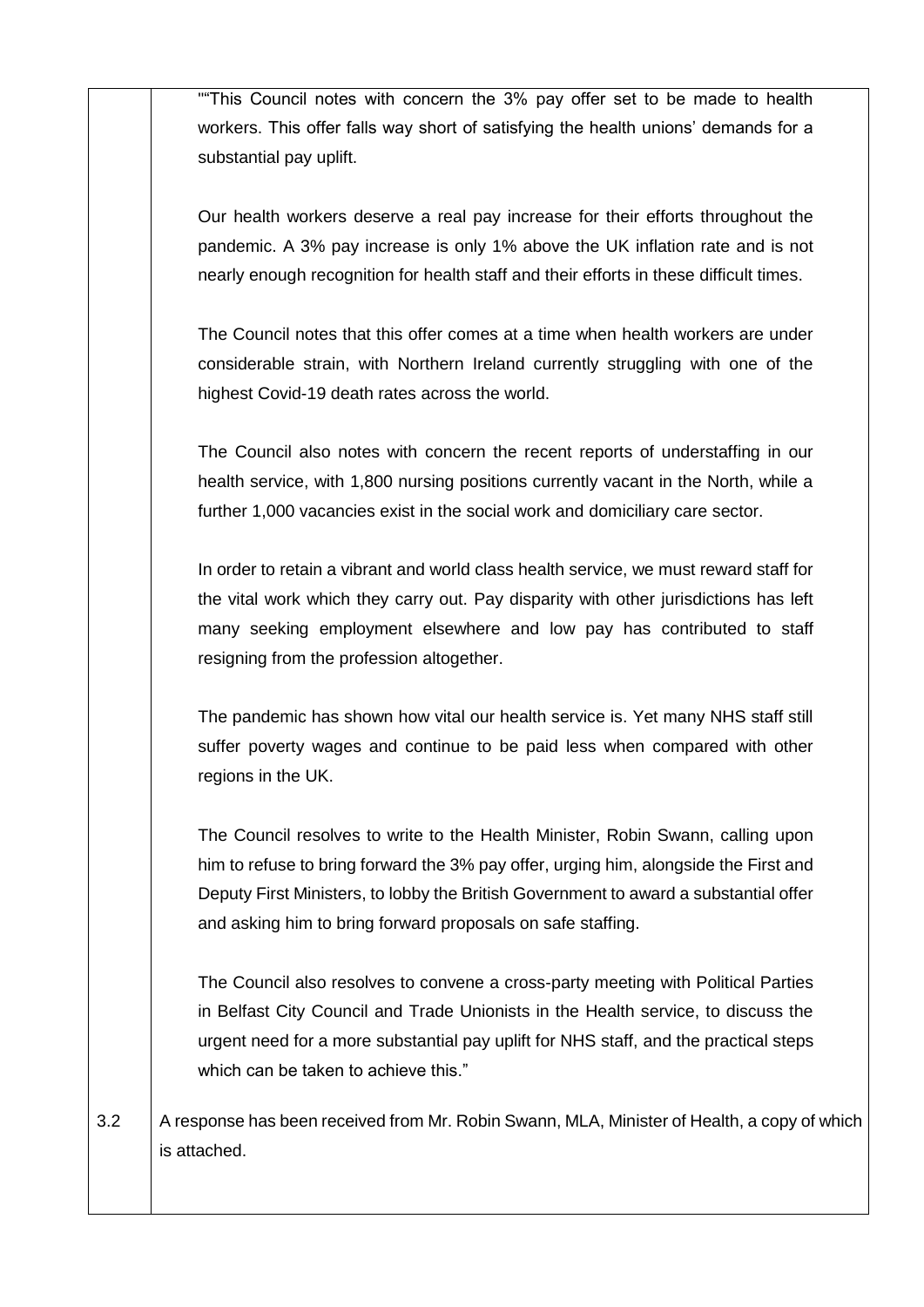""This Council notes with concern the 3% pay offer set to be made to health workers. This offer falls way short of satisfying the health unions' demands for a substantial pay uplift.

Our health workers deserve a real pay increase for their efforts throughout the pandemic. A 3% pay increase is only 1% above the UK inflation rate and is not nearly enough recognition for health staff and their efforts in these difficult times.

The Council notes that this offer comes at a time when health workers are under considerable strain, with Northern Ireland currently struggling with one of the highest Covid-19 death rates across the world.

The Council also notes with concern the recent reports of understaffing in our health service, with 1,800 nursing positions currently vacant in the North, while a further 1,000 vacancies exist in the social work and domiciliary care sector.

In order to retain a vibrant and world class health service, we must reward staff for the vital work which they carry out. Pay disparity with other jurisdictions has left many seeking employment elsewhere and low pay has contributed to staff resigning from the profession altogether.

The pandemic has shown how vital our health service is. Yet many NHS staff still suffer poverty wages and continue to be paid less when compared with other regions in the UK.

The Council resolves to write to the Health Minister, Robin Swann, calling upon him to refuse to bring forward the 3% pay offer, urging him, alongside the First and Deputy First Ministers, to lobby the British Government to award a substantial offer and asking him to bring forward proposals on safe staffing.

The Council also resolves to convene a cross-party meeting with Political Parties in Belfast City Council and Trade Unionists in the Health service, to discuss the urgent need for a more substantial pay uplift for NHS staff, and the practical steps which can be taken to achieve this."

3.2 A response has been received from Mr. Robin Swann, MLA, Minister of Health, a copy of which is attached.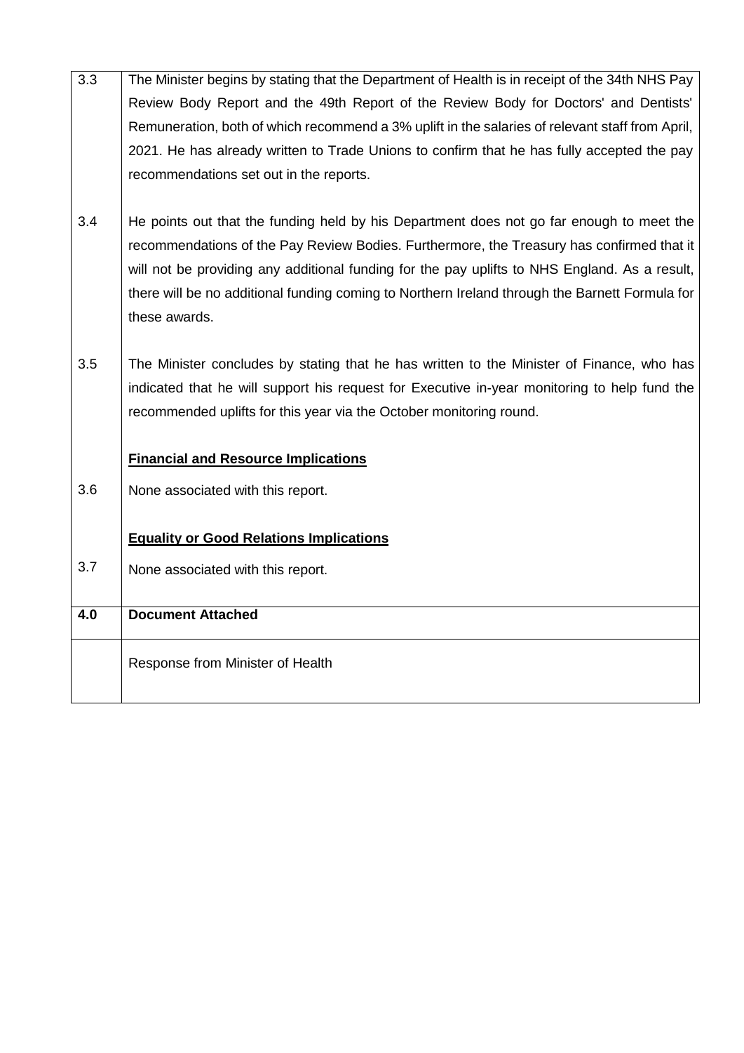| | |
|---|---|
| 3.3 | The Minister begins by stating that the Department of Health is in receipt of the 34th NHS Pay Review Body Report and the 49th Report of the Review Body for Doctors' and Dentists' Remuneration, both of which recommend a 3% uplift in the salaries of relevant staff from April, 2021. He has already written to Trade Unions to confirm that he has fully accepted the pay recommendations set out in the reports. |
| 3.4 | He points out that the funding held by his Department does not go far enough to meet the recommendations of the Pay Review Bodies. Furthermore, the Treasury has confirmed that it will not be providing any additional funding for the pay uplifts to NHS England. As a result, there will be no additional funding coming to Northern Ireland through the Barnett Formula for these awards. |
| 3.5 | The Minister concludes by stating that he has written to the Minister of Finance, who has indicated that he will support his request for Executive in-year monitoring to help fund the recommended uplifts for this year via the October monitoring round. |
| | **Financial and Resource Implications** |
| 3.6 | None associated with this report. |
| | **Equality or Good Relations Implications** |
| 3.7 | None associated with this report. |
| **4.0** | **Document Attached** |
| | Response from Minister of Health |